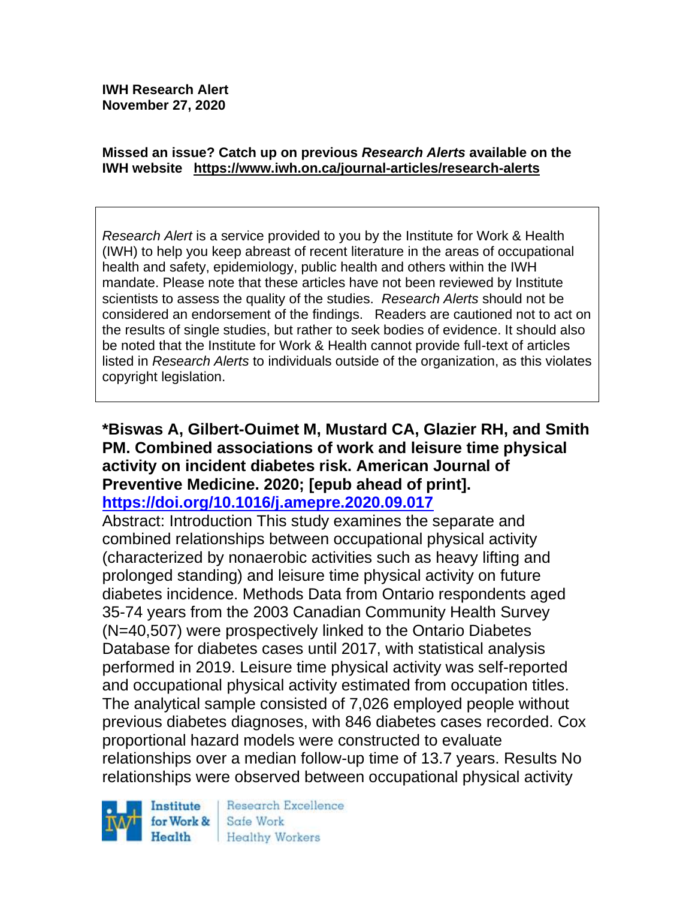**IWH Research Alert**
**November 27, 2020**

**Missed an issue? Catch up on previous *Research Alerts* available on the IWH website https://www.iwh.on.ca/journal-articles/research-alerts**

*Research Alert* is a service provided to you by the Institute for Work & Health (IWH) to help you keep abreast of recent literature in the areas of occupational health and safety, epidemiology, public health and others within the IWH mandate. Please note that these articles have not been reviewed by Institute scientists to assess the quality of the studies. *Research Alerts* should not be considered an endorsement of the findings. Readers are cautioned not to act on the results of single studies, but rather to seek bodies of evidence. It should also be noted that the Institute for Work & Health cannot provide full-text of articles listed in *Research Alerts* to individuals outside of the organization, as this violates copyright legislation.

**\*Biswas A, Gilbert-Ouimet M, Mustard CA, Glazier RH, and Smith PM. Combined associations of work and leisure time physical activity on incident diabetes risk. American Journal of Preventive Medicine. 2020; [epub ahead of print].**
**https://doi.org/10.1016/j.amepre.2020.09.017**

Abstract: Introduction This study examines the separate and combined relationships between occupational physical activity (characterized by nonaerobic activities such as heavy lifting and prolonged standing) and leisure time physical activity on future diabetes incidence. Methods Data from Ontario respondents aged 35-74 years from the 2003 Canadian Community Health Survey (N=40,507) were prospectively linked to the Ontario Diabetes Database for diabetes cases until 2017, with statistical analysis performed in 2019. Leisure time physical activity was self-reported and occupational physical activity estimated from occupation titles. The analytical sample consisted of 7,026 employed people without previous diabetes diagnoses, with 846 diabetes cases recorded. Cox proportional hazard models were constructed to evaluate relationships over a median follow-up time of 13.7 years. Results No relationships were observed between occupational physical activity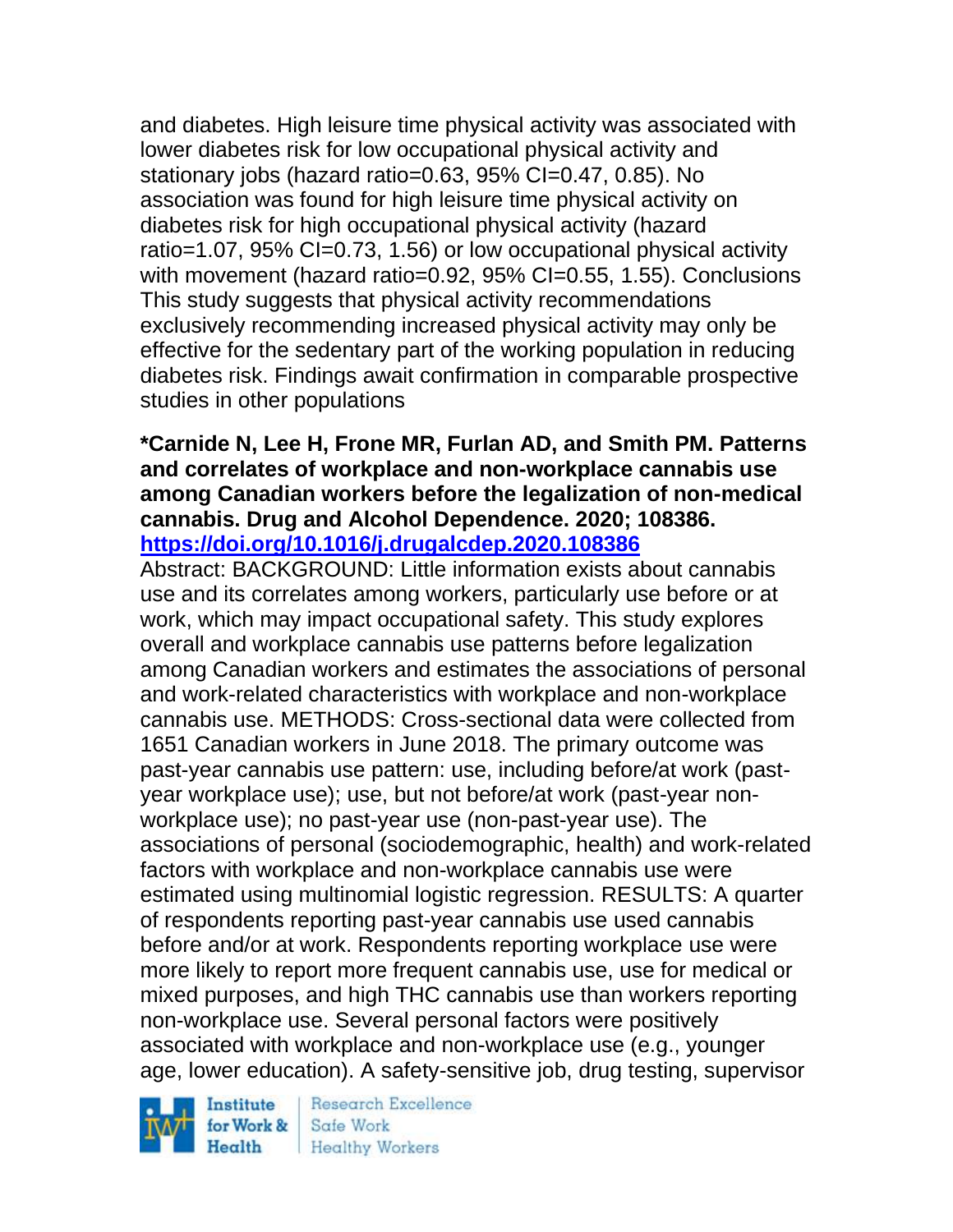and diabetes. High leisure time physical activity was associated with lower diabetes risk for low occupational physical activity and stationary jobs (hazard ratio=0.63, 95% CI=0.47, 0.85). No association was found for high leisure time physical activity on diabetes risk for high occupational physical activity (hazard ratio=1.07, 95% CI=0.73, 1.56) or low occupational physical activity with movement (hazard ratio=0.92, 95% CI=0.55, 1.55). Conclusions This study suggests that physical activity recommendations exclusively recommending increased physical activity may only be effective for the sedentary part of the working population in reducing diabetes risk. Findings await confirmation in comparable prospective studies in other populations

**\*Carnide N, Lee H, Frone MR, Furlan AD, and Smith PM. Patterns and correlates of workplace and non-workplace cannabis use among Canadian workers before the legalization of non-medical cannabis. Drug and Alcohol Dependence. 2020; 108386. https://doi.org/10.1016/j.drugalcdep.2020.108386**

Abstract: BACKGROUND: Little information exists about cannabis use and its correlates among workers, particularly use before or at work, which may impact occupational safety. This study explores overall and workplace cannabis use patterns before legalization among Canadian workers and estimates the associations of personal and work-related characteristics with workplace and non-workplace cannabis use. METHODS: Cross-sectional data were collected from 1651 Canadian workers in June 2018. The primary outcome was past-year cannabis use pattern: use, including before/at work (past-year workplace use); use, but not before/at work (past-year non-workplace use); no past-year use (non-past-year use). The associations of personal (sociodemographic, health) and work-related factors with workplace and non-workplace cannabis use were estimated using multinomial logistic regression. RESULTS: A quarter of respondents reporting past-year cannabis use used cannabis before and/or at work. Respondents reporting workplace use were more likely to report more frequent cannabis use, use for medical or mixed purposes, and high THC cannabis use than workers reporting non-workplace use. Several personal factors were positively associated with workplace and non-workplace use (e.g., younger age, lower education). A safety-sensitive job, drug testing, supervisor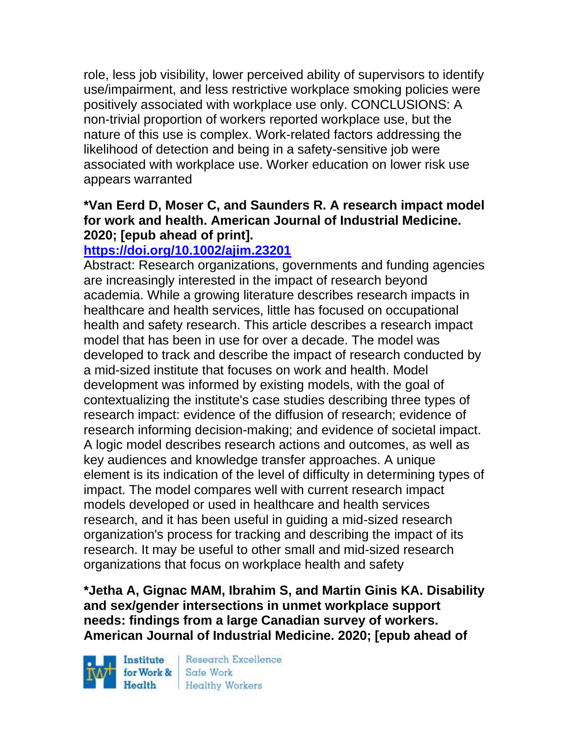role, less job visibility, lower perceived ability of supervisors to identify use/impairment, and less restrictive workplace smoking policies were positively associated with workplace use only. CONCLUSIONS: A non-trivial proportion of workers reported workplace use, but the nature of this use is complex. Work-related factors addressing the likelihood of detection and being in a safety-sensitive job were associated with workplace use. Worker education on lower risk use appears warranted

**\*Van Eerd D, Moser C, and Saunders R. A research impact model for work and health. American Journal of Industrial Medicine. 2020; [epub ahead of print].**
**https://doi.org/10.1002/ajim.23201**
Abstract: Research organizations, governments and funding agencies are increasingly interested in the impact of research beyond academia. While a growing literature describes research impacts in healthcare and health services, little has focused on occupational health and safety research. This article describes a research impact model that has been in use for over a decade. The model was developed to track and describe the impact of research conducted by a mid-sized institute that focuses on work and health. Model development was informed by existing models, with the goal of contextualizing the institute's case studies describing three types of research impact: evidence of the diffusion of research; evidence of research informing decision-making; and evidence of societal impact. A logic model describes research actions and outcomes, as well as key audiences and knowledge transfer approaches. A unique element is its indication of the level of difficulty in determining types of impact. The model compares well with current research impact models developed or used in healthcare and health services research, and it has been useful in guiding a mid-sized research organization's process for tracking and describing the impact of its research. It may be useful to other small and mid-sized research organizations that focus on workplace health and safety

**\*Jetha A, Gignac MAM, Ibrahim S, and Martin Ginis KA. Disability and sex/gender intersections in unmet workplace support needs: findings from a large Canadian survey of workers. American Journal of Industrial Medicine. 2020; [epub ahead of**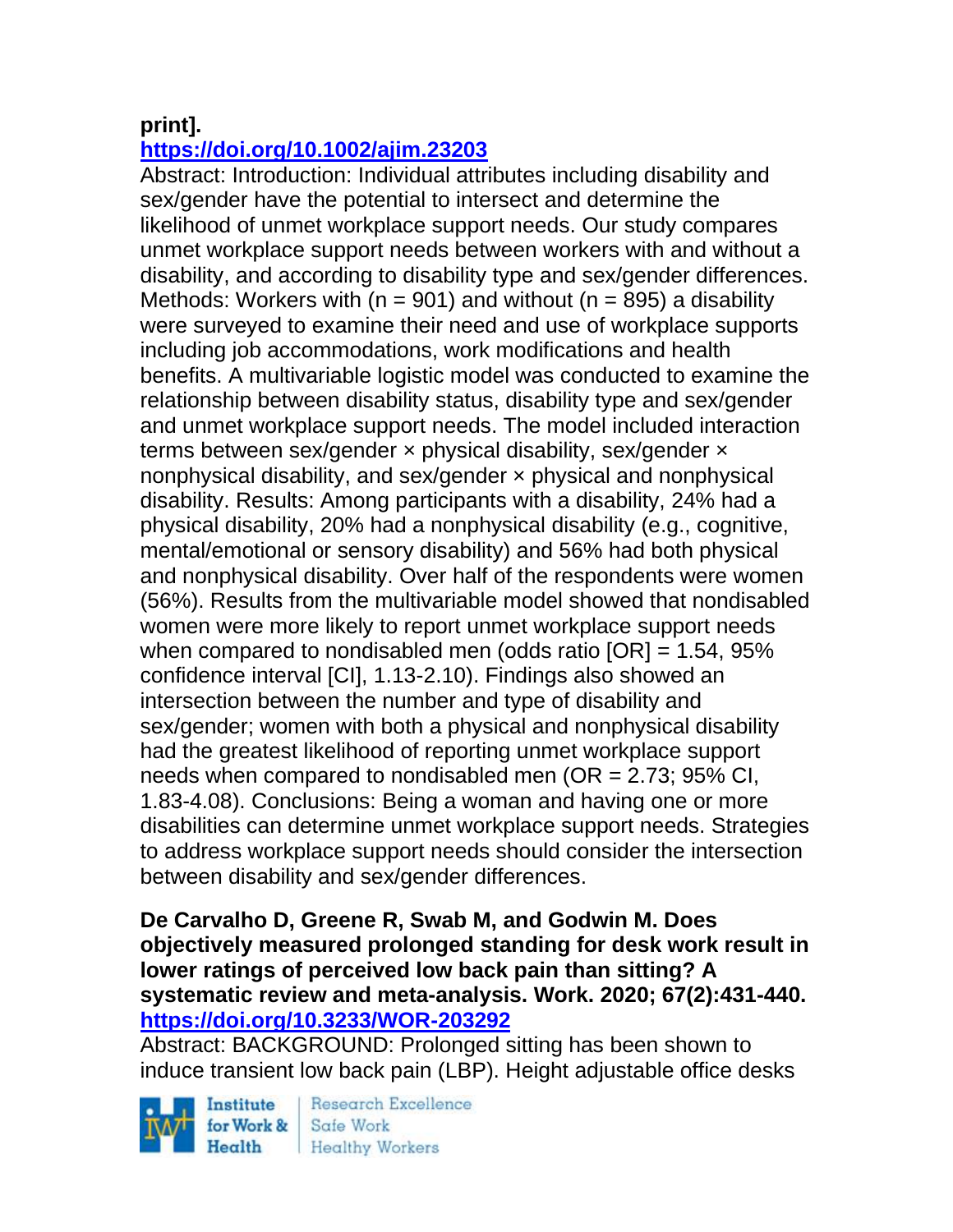**print].**
**https://doi.org/10.1002/ajim.23203**

Abstract: Introduction: Individual attributes including disability and sex/gender have the potential to intersect and determine the likelihood of unmet workplace support needs. Our study compares unmet workplace support needs between workers with and without a disability, and according to disability type and sex/gender differences. Methods: Workers with (n = 901) and without (n = 895) a disability were surveyed to examine their need and use of workplace supports including job accommodations, work modifications and health benefits. A multivariable logistic model was conducted to examine the relationship between disability status, disability type and sex/gender and unmet workplace support needs. The model included interaction terms between sex/gender × physical disability, sex/gender × nonphysical disability, and sex/gender × physical and nonphysical disability. Results: Among participants with a disability, 24% had a physical disability, 20% had a nonphysical disability (e.g., cognitive, mental/emotional or sensory disability) and 56% had both physical and nonphysical disability. Over half of the respondents were women (56%). Results from the multivariable model showed that nondisabled women were more likely to report unmet workplace support needs when compared to nondisabled men (odds ratio [OR] = 1.54, 95% confidence interval [CI], 1.13-2.10). Findings also showed an intersection between the number and type of disability and sex/gender; women with both a physical and nonphysical disability had the greatest likelihood of reporting unmet workplace support needs when compared to nondisabled men (OR = 2.73; 95% CI, 1.83-4.08). Conclusions: Being a woman and having one or more disabilities can determine unmet workplace support needs. Strategies to address workplace support needs should consider the intersection between disability and sex/gender differences.

**De Carvalho D, Greene R, Swab M, and Godwin M. Does objectively measured prolonged standing for desk work result in lower ratings of perceived low back pain than sitting? A systematic review and meta-analysis. Work. 2020; 67(2):431-440.**
**https://doi.org/10.3233/WOR-203292**

Abstract: BACKGROUND: Prolonged sitting has been shown to induce transient low back pain (LBP). Height adjustable office desks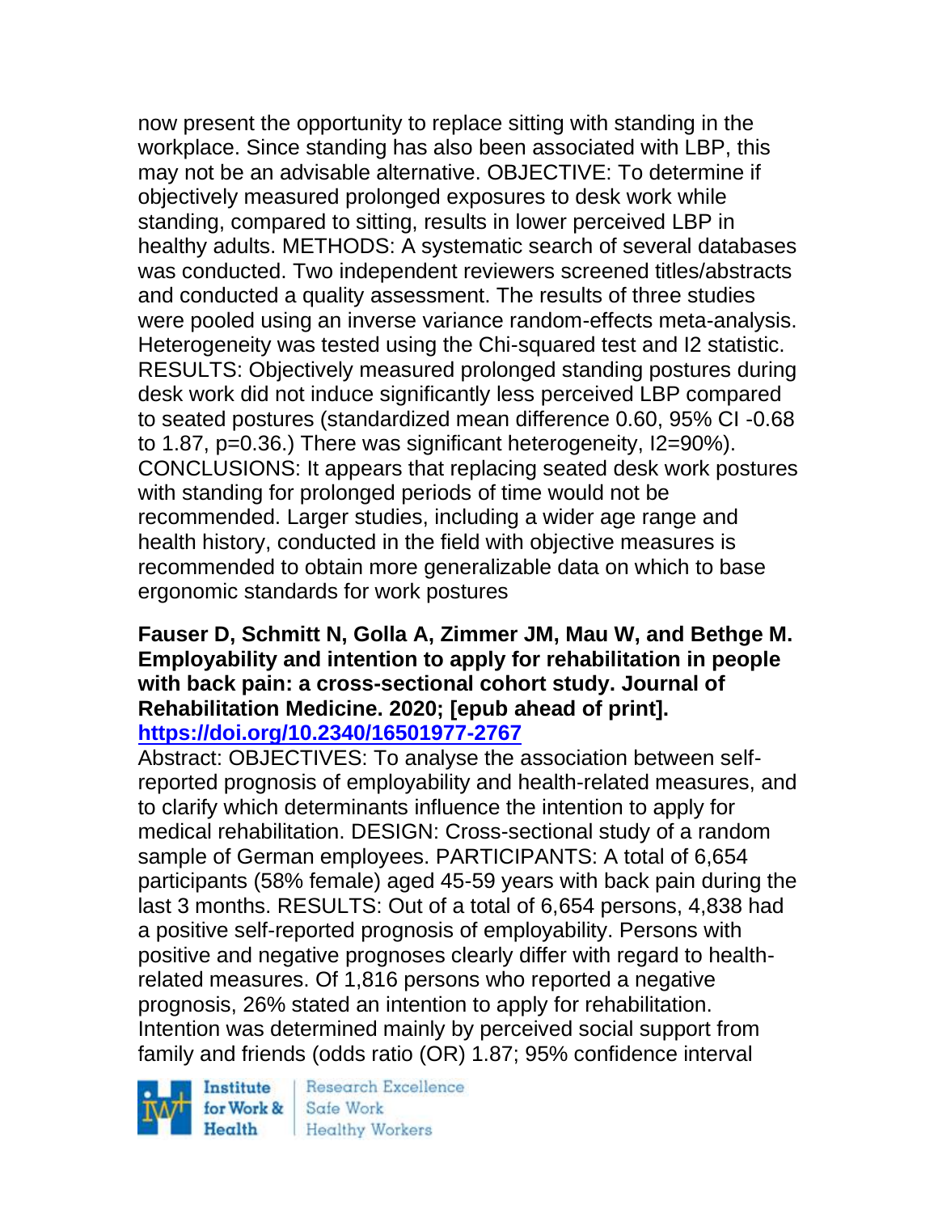now present the opportunity to replace sitting with standing in the workplace. Since standing has also been associated with LBP, this may not be an advisable alternative. OBJECTIVE: To determine if objectively measured prolonged exposures to desk work while standing, compared to sitting, results in lower perceived LBP in healthy adults. METHODS: A systematic search of several databases was conducted. Two independent reviewers screened titles/abstracts and conducted a quality assessment. The results of three studies were pooled using an inverse variance random-effects meta-analysis. Heterogeneity was tested using the Chi-squared test and I2 statistic. RESULTS: Objectively measured prolonged standing postures during desk work did not induce significantly less perceived LBP compared to seated postures (standardized mean difference 0.60, 95% CI -0.68 to 1.87, p=0.36.) There was significant heterogeneity, I2=90%). CONCLUSIONS: It appears that replacing seated desk work postures with standing for prolonged periods of time would not be recommended. Larger studies, including a wider age range and health history, conducted in the field with objective measures is recommended to obtain more generalizable data on which to base ergonomic standards for work postures

**Fauser D, Schmitt N, Golla A, Zimmer JM, Mau W, and Bethge M. Employability and intention to apply for rehabilitation in people with back pain: a cross-sectional cohort study. Journal of Rehabilitation Medicine. 2020; [epub ahead of print].**
**https://doi.org/10.2340/16501977-2767**

Abstract: OBJECTIVES: To analyse the association between self-reported prognosis of employability and health-related measures, and to clarify which determinants influence the intention to apply for medical rehabilitation. DESIGN: Cross-sectional study of a random sample of German employees. PARTICIPANTS: A total of 6,654 participants (58% female) aged 45-59 years with back pain during the last 3 months. RESULTS: Out of a total of 6,654 persons, 4,838 had a positive self-reported prognosis of employability. Persons with positive and negative prognoses clearly differ with regard to health-related measures. Of 1,816 persons who reported a negative prognosis, 26% stated an intention to apply for rehabilitation. Intention was determined mainly by perceived social support from family and friends (odds ratio (OR) 1.87; 95% confidence interval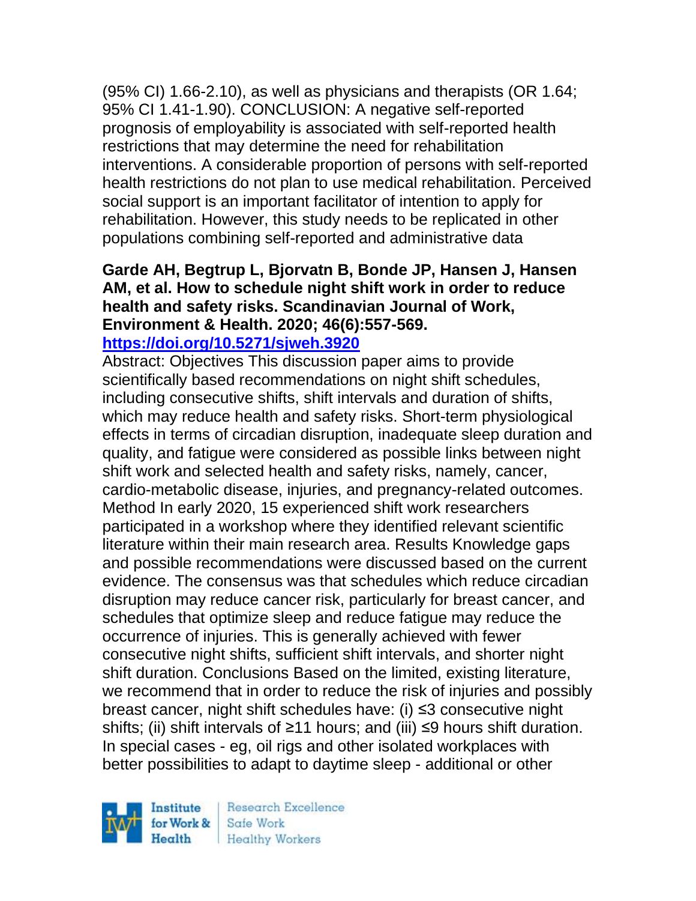(95% CI) 1.66-2.10), as well as physicians and therapists (OR 1.64; 95% CI 1.41-1.90). CONCLUSION: A negative self-reported prognosis of employability is associated with self-reported health restrictions that may determine the need for rehabilitation interventions. A considerable proportion of persons with self-reported health restrictions do not plan to use medical rehabilitation. Perceived social support is an important facilitator of intention to apply for rehabilitation. However, this study needs to be replicated in other populations combining self-reported and administrative data

**Garde AH, Begtrup L, Bjorvatn B, Bonde JP, Hansen J, Hansen AM, et al. How to schedule night shift work in order to reduce health and safety risks. Scandinavian Journal of Work, Environment & Health. 2020; 46(6):557-569. https://doi.org/10.5271/sjweh.3920**

Abstract: Objectives This discussion paper aims to provide scientifically based recommendations on night shift schedules, including consecutive shifts, shift intervals and duration of shifts, which may reduce health and safety risks. Short-term physiological effects in terms of circadian disruption, inadequate sleep duration and quality, and fatigue were considered as possible links between night shift work and selected health and safety risks, namely, cancer, cardio-metabolic disease, injuries, and pregnancy-related outcomes. Method In early 2020, 15 experienced shift work researchers participated in a workshop where they identified relevant scientific literature within their main research area. Results Knowledge gaps and possible recommendations were discussed based on the current evidence. The consensus was that schedules which reduce circadian disruption may reduce cancer risk, particularly for breast cancer, and schedules that optimize sleep and reduce fatigue may reduce the occurrence of injuries. This is generally achieved with fewer consecutive night shifts, sufficient shift intervals, and shorter night shift duration. Conclusions Based on the limited, existing literature, we recommend that in order to reduce the risk of injuries and possibly breast cancer, night shift schedules have: (i) ≤3 consecutive night shifts; (ii) shift intervals of ≥11 hours; and (iii) ≤9 hours shift duration. In special cases - eg, oil rigs and other isolated workplaces with better possibilities to adapt to daytime sleep - additional or other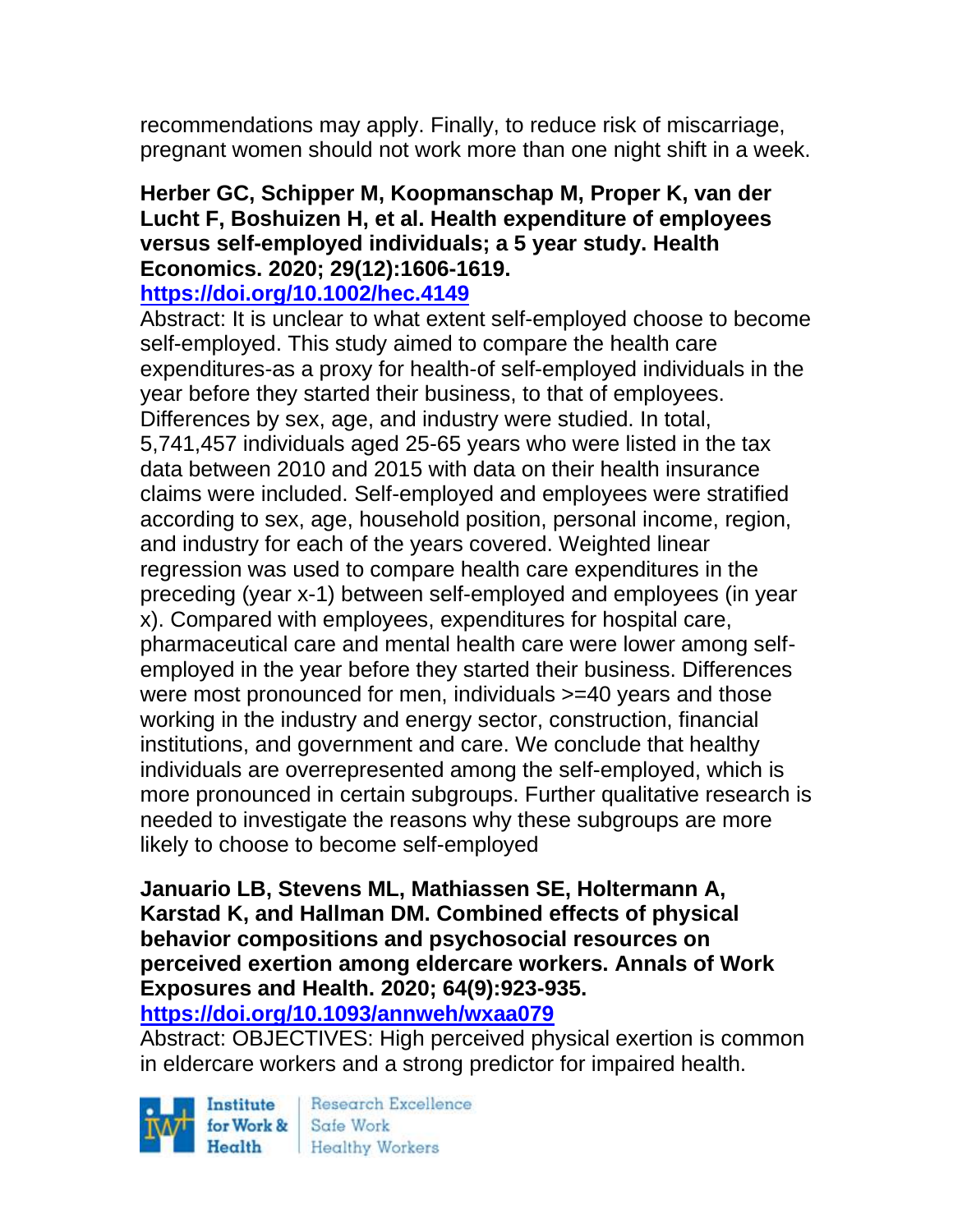recommendations may apply. Finally, to reduce risk of miscarriage, pregnant women should not work more than one night shift in a week.

**Herber GC, Schipper M, Koopmanschap M, Proper K, van der Lucht F, Boshuizen H, et al. Health expenditure of employees versus self-employed individuals; a 5 year study. Health Economics. 2020; 29(12):1606-1619.**
**https://doi.org/10.1002/hec.4149**

Abstract: It is unclear to what extent self-employed choose to become self-employed. This study aimed to compare the health care expenditures-as a proxy for health-of self-employed individuals in the year before they started their business, to that of employees. Differences by sex, age, and industry were studied. In total, 5,741,457 individuals aged 25-65 years who were listed in the tax data between 2010 and 2015 with data on their health insurance claims were included. Self-employed and employees were stratified according to sex, age, household position, personal income, region, and industry for each of the years covered. Weighted linear regression was used to compare health care expenditures in the preceding (year x-1) between self-employed and employees (in year x). Compared with employees, expenditures for hospital care, pharmaceutical care and mental health care were lower among self-employed in the year before they started their business. Differences were most pronounced for men, individuals >=40 years and those working in the industry and energy sector, construction, financial institutions, and government and care. We conclude that healthy individuals are overrepresented among the self-employed, which is more pronounced in certain subgroups. Further qualitative research is needed to investigate the reasons why these subgroups are more likely to choose to become self-employed

**Januario LB, Stevens ML, Mathiassen SE, Holtermann A, Karstad K, and Hallman DM. Combined effects of physical behavior compositions and psychosocial resources on perceived exertion among eldercare workers. Annals of Work Exposures and Health. 2020; 64(9):923-935.**
**https://doi.org/10.1093/annweh/wxaa079**

Abstract: OBJECTIVES: High perceived physical exertion is common in eldercare workers and a strong predictor for impaired health.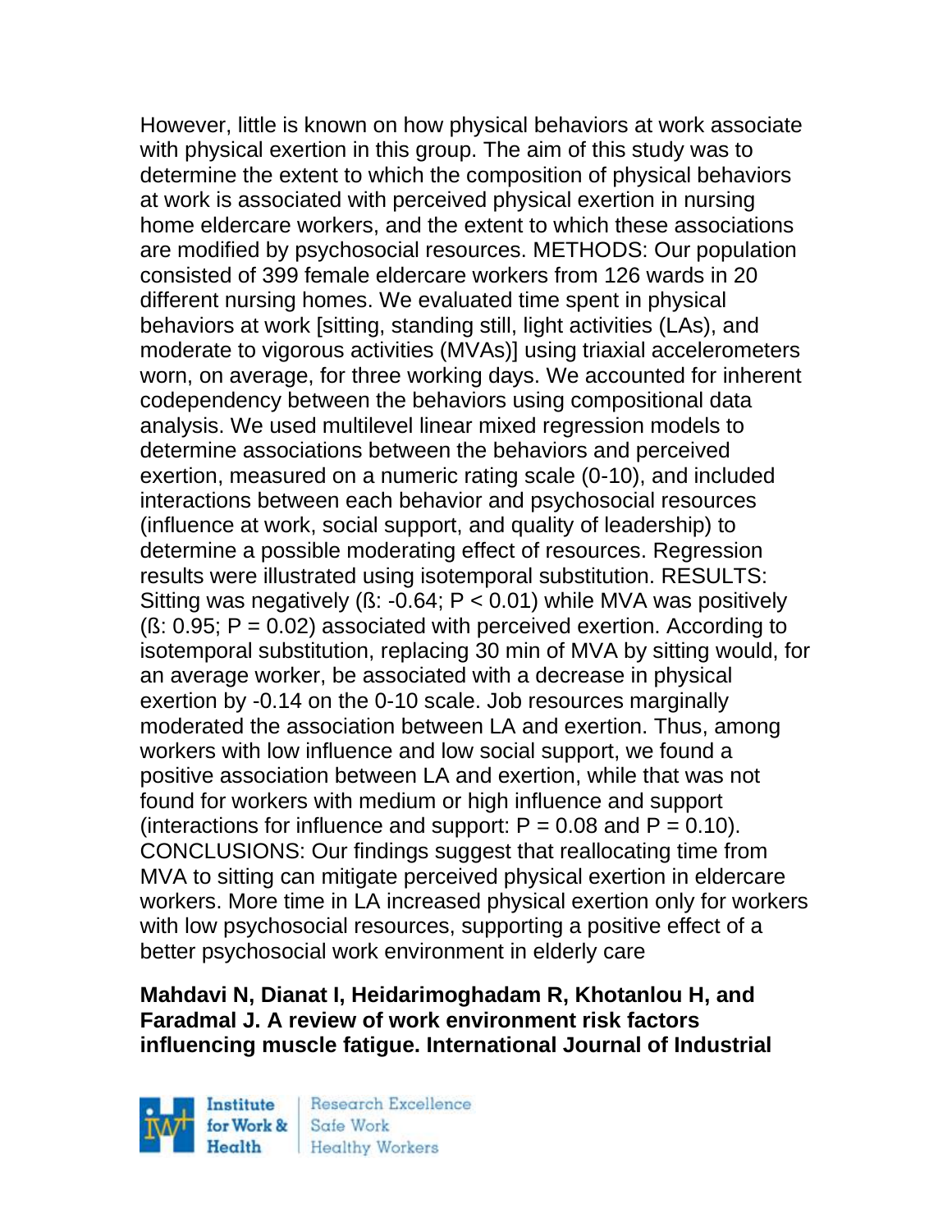However, little is known on how physical behaviors at work associate with physical exertion in this group. The aim of this study was to determine the extent to which the composition of physical behaviors at work is associated with perceived physical exertion in nursing home eldercare workers, and the extent to which these associations are modified by psychosocial resources. METHODS: Our population consisted of 399 female eldercare workers from 126 wards in 20 different nursing homes. We evaluated time spent in physical behaviors at work [sitting, standing still, light activities (LAs), and moderate to vigorous activities (MVAs)] using triaxial accelerometers worn, on average, for three working days. We accounted for inherent codependency between the behaviors using compositional data analysis. We used multilevel linear mixed regression models to determine associations between the behaviors and perceived exertion, measured on a numeric rating scale (0-10), and included interactions between each behavior and psychosocial resources (influence at work, social support, and quality of leadership) to determine a possible moderating effect of resources. Regression results were illustrated using isotemporal substitution. RESULTS: Sitting was negatively (ß: -0.64; $P < 0.01$) while MVA was positively (ß: 0.95; $P = 0.02$) associated with perceived exertion. According to isotemporal substitution, replacing 30 min of MVA by sitting would, for an average worker, be associated with a decrease in physical exertion by -0.14 on the 0-10 scale. Job resources marginally moderated the association between LA and exertion. Thus, among workers with low influence and low social support, we found a positive association between LA and exertion, while that was not found for workers with medium or high influence and support (interactions for influence and support: $P = 0.08$ and $P = 0.10$). CONCLUSIONS: Our findings suggest that reallocating time from MVA to sitting can mitigate perceived physical exertion in eldercare workers. More time in LA increased physical exertion only for workers with low psychosocial resources, supporting a positive effect of a better psychosocial work environment in elderly care

**Mahdavi N, Dianat I, Heidarimoghadam R, Khotanlou H, and Faradmal J. A review of work environment risk factors influencing muscle fatigue. International Journal of Industrial**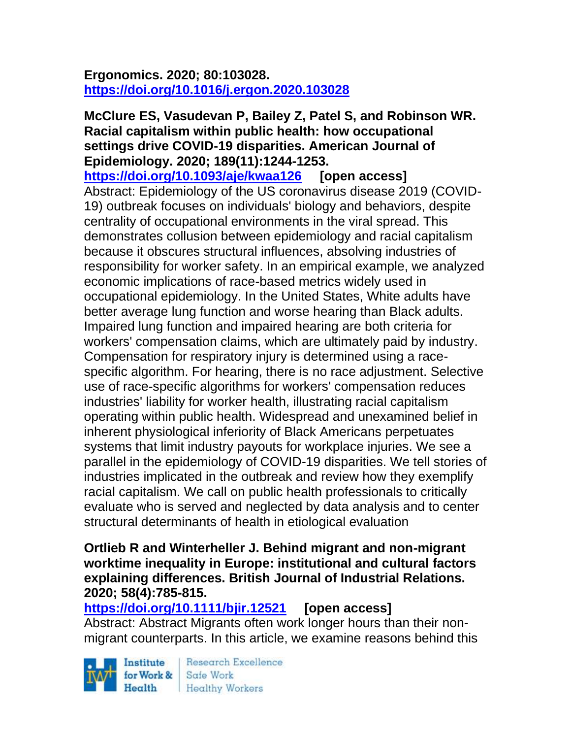**Ergonomics. 2020; 80:103028.**
**https://doi.org/10.1016/j.ergon.2020.103028**

**McClure ES, Vasudevan P, Bailey Z, Patel S, and Robinson WR. Racial capitalism within public health: how occupational settings drive COVID-19 disparities. American Journal of Epidemiology. 2020; 189(11):1244-1253.**
**https://doi.org/10.1093/aje/kwaa126 [open access]**
Abstract: Epidemiology of the US coronavirus disease 2019 (COVID-19) outbreak focuses on individuals' biology and behaviors, despite centrality of occupational environments in the viral spread. This demonstrates collusion between epidemiology and racial capitalism because it obscures structural influences, absolving industries of responsibility for worker safety. In an empirical example, we analyzed economic implications of race-based metrics widely used in occupational epidemiology. In the United States, White adults have better average lung function and worse hearing than Black adults. Impaired lung function and impaired hearing are both criteria for workers' compensation claims, which are ultimately paid by industry. Compensation for respiratory injury is determined using a race-specific algorithm. For hearing, there is no race adjustment. Selective use of race-specific algorithms for workers' compensation reduces industries' liability for worker health, illustrating racial capitalism operating within public health. Widespread and unexamined belief in inherent physiological inferiority of Black Americans perpetuates systems that limit industry payouts for workplace injuries. We see a parallel in the epidemiology of COVID-19 disparities. We tell stories of industries implicated in the outbreak and review how they exemplify racial capitalism. We call on public health professionals to critically evaluate who is served and neglected by data analysis and to center structural determinants of health in etiological evaluation

**Ortlieb R and Winterheller J. Behind migrant and non-migrant worktime inequality in Europe: institutional and cultural factors explaining differences. British Journal of Industrial Relations. 2020; 58(4):785-815.**
**https://doi.org/10.1111/bjir.12521 [open access]**
Abstract: Abstract Migrants often work longer hours than their non-migrant counterparts. In this article, we examine reasons behind this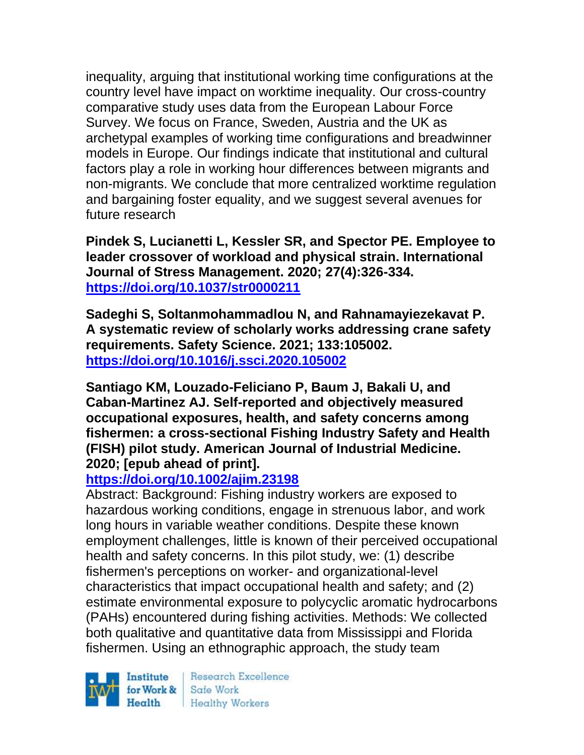inequality, arguing that institutional working time configurations at the country level have impact on worktime inequality. Our cross-country comparative study uses data from the European Labour Force Survey. We focus on France, Sweden, Austria and the UK as archetypal examples of working time configurations and breadwinner models in Europe. Our findings indicate that institutional and cultural factors play a role in working hour differences between migrants and non-migrants. We conclude that more centralized worktime regulation and bargaining foster equality, and we suggest several avenues for future research

**Pindek S, Lucianetti L, Kessler SR, and Spector PE. Employee to leader crossover of workload and physical strain. International Journal of Stress Management. 2020; 27(4):326-334.**
**https://doi.org/10.1037/str0000211**

**Sadeghi S, Soltanmohammadlou N, and Rahnamayiezekavat P. A systematic review of scholarly works addressing crane safety requirements. Safety Science. 2021; 133:105002.**
**https://doi.org/10.1016/j.ssci.2020.105002**

**Santiago KM, Louzado-Feliciano P, Baum J, Bakali U, and Caban-Martinez AJ. Self-reported and objectively measured occupational exposures, health, and safety concerns among fishermen: a cross-sectional Fishing Industry Safety and Health (FISH) pilot study. American Journal of Industrial Medicine. 2020; [epub ahead of print].**
**https://doi.org/10.1002/ajim.23198**
Abstract: Background: Fishing industry workers are exposed to hazardous working conditions, engage in strenuous labor, and work long hours in variable weather conditions. Despite these known employment challenges, little is known of their perceived occupational health and safety concerns. In this pilot study, we: (1) describe fishermen's perceptions on worker- and organizational-level characteristics that impact occupational health and safety; and (2) estimate environmental exposure to polycyclic aromatic hydrocarbons (PAHs) encountered during fishing activities. Methods: We collected both qualitative and quantitative data from Mississippi and Florida fishermen. Using an ethnographic approach, the study team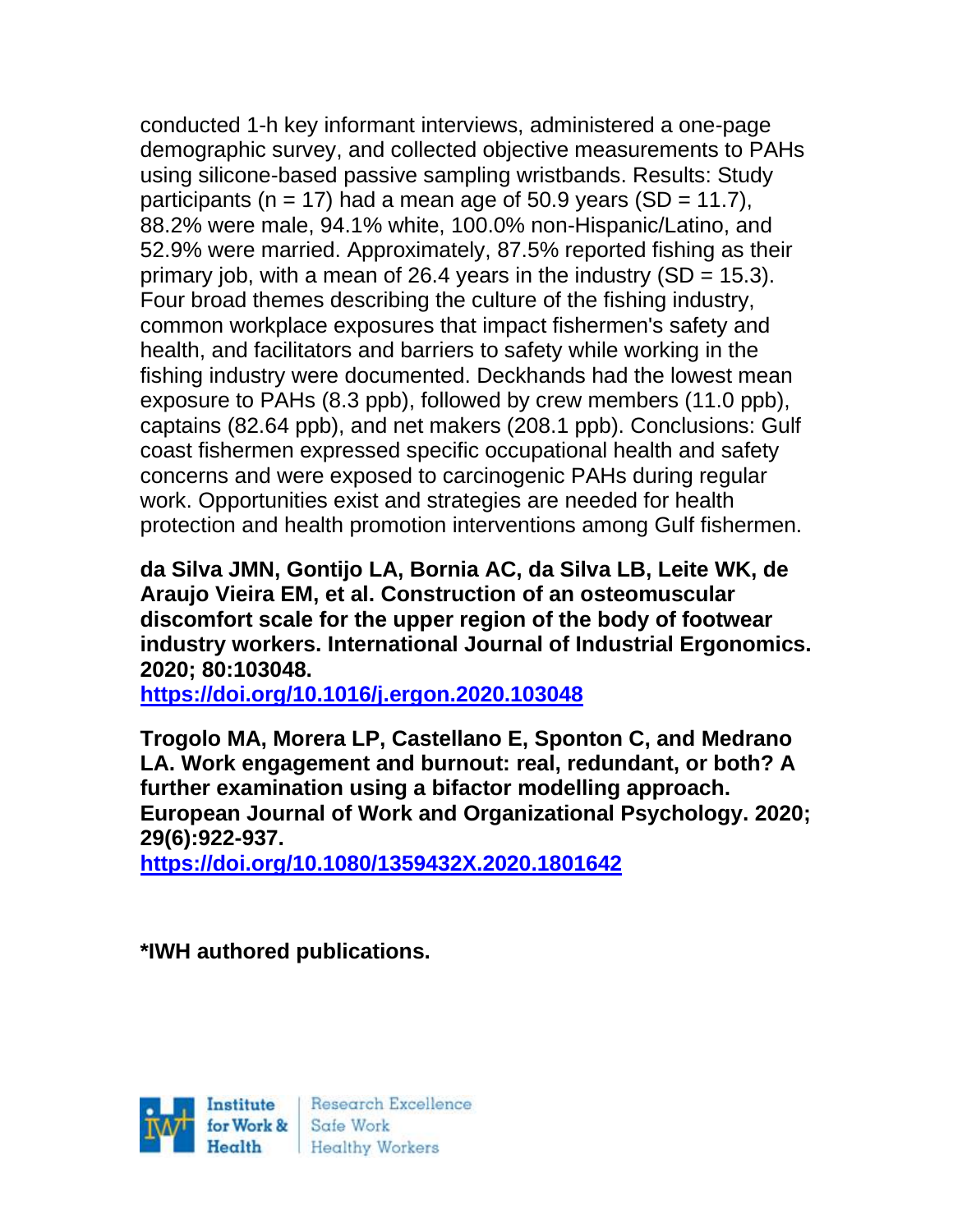conducted 1-h key informant interviews, administered a one-page demographic survey, and collected objective measurements to PAHs using silicone-based passive sampling wristbands. Results: Study participants (n = 17) had a mean age of 50.9 years (SD = 11.7), 88.2% were male, 94.1% white, 100.0% non-Hispanic/Latino, and 52.9% were married. Approximately, 87.5% reported fishing as their primary job, with a mean of 26.4 years in the industry (SD = 15.3). Four broad themes describing the culture of the fishing industry, common workplace exposures that impact fishermen's safety and health, and facilitators and barriers to safety while working in the fishing industry were documented. Deckhands had the lowest mean exposure to PAHs (8.3 ppb), followed by crew members (11.0 ppb), captains (82.64 ppb), and net makers (208.1 ppb). Conclusions: Gulf coast fishermen expressed specific occupational health and safety concerns and were exposed to carcinogenic PAHs during regular work. Opportunities exist and strategies are needed for health protection and health promotion interventions among Gulf fishermen.

**da Silva JMN, Gontijo LA, Bornia AC, da Silva LB, Leite WK, de Araujo Vieira EM, et al. Construction of an osteomuscular discomfort scale for the upper region of the body of footwear industry workers. International Journal of Industrial Ergonomics. 2020; 80:103048.**
**https://doi.org/10.1016/j.ergon.2020.103048**

**Trogolo MA, Morera LP, Castellano E, Sponton C, and Medrano LA. Work engagement and burnout: real, redundant, or both? A further examination using a bifactor modelling approach. European Journal of Work and Organizational Psychology. 2020; 29(6):922-937.**
**https://doi.org/10.1080/1359432X.2020.1801642**

**\*IWH authored publications.**